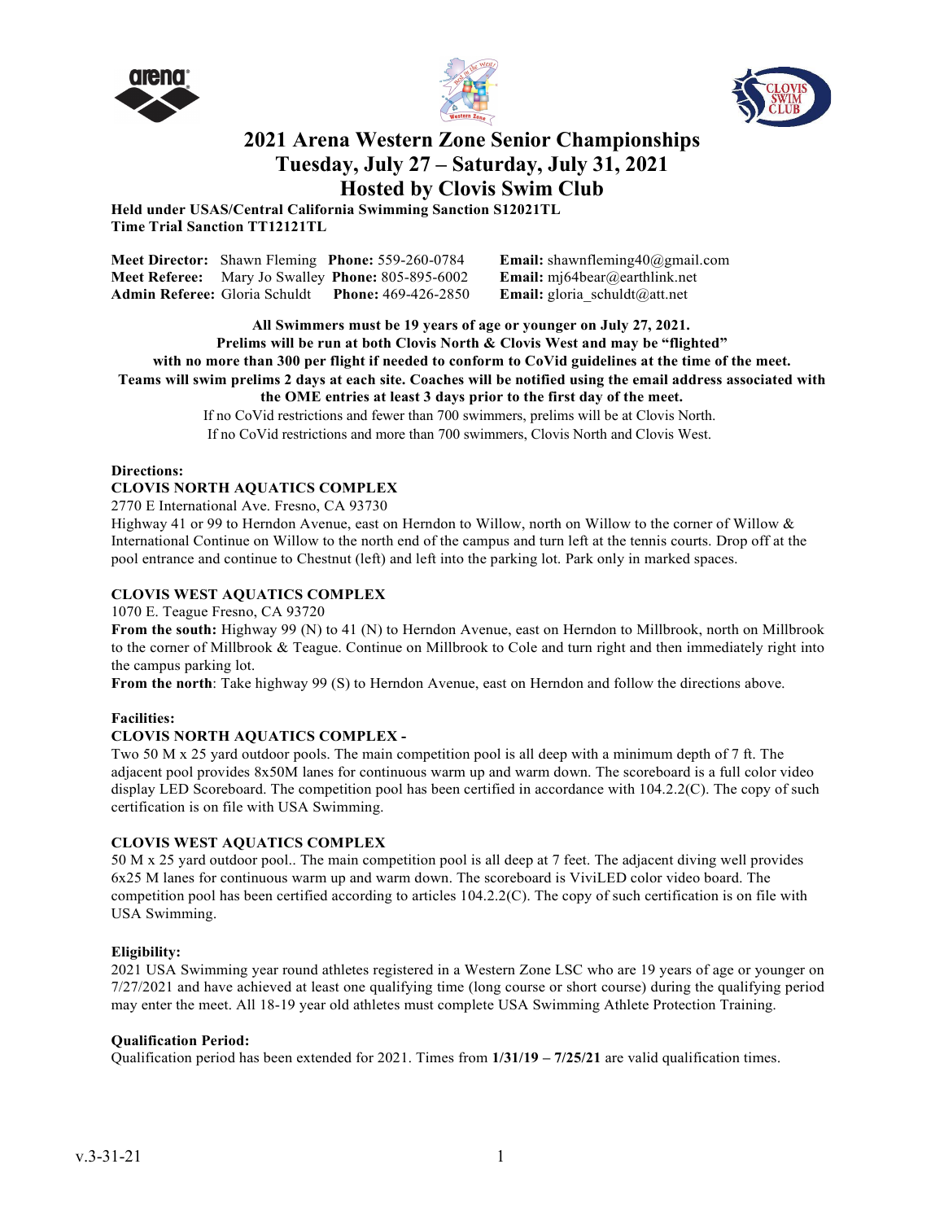# 2021 Arena Western Zone Senior Championships
# Tuesday, July 27 – Saturday, July 31, 2021
# Hosted by Clovis Swim Club

**Held under USAS/Central California Swimming Sanction S12021TL**
**Time Trial Sanction TT12121TL**

**Meet Director:** Shawn Fleming **Phone:** 559-260-0784 **Email:** shawnfleming40@gmail.com
**Meet Referee:** Mary Jo Swalley **Phone:** 805-895-6002 **Email:** mj64bear@earthlink.net
**Admin Referee:** Gloria Schuldt **Phone:** 469-426-2850 **Email:** gloria_schuldt@att.net

**All Swimmers must be 19 years of age or younger on July 27, 2021.**
**Prelims will be run at both Clovis North & Clovis West and may be "flighted" with no more than 300 per flight if needed to conform to CoVid guidelines at the time of the meet.**
**Teams will swim prelims 2 days at each site. Coaches will be notified using the email address associated with the OME entries at least 3 days prior to the first day of the meet.**
If no CoVid restrictions and fewer than 700 swimmers, prelims will be at Clovis North.
If no CoVid restrictions and more than 700 swimmers, Clovis North and Clovis West.

**Directions:**

**CLOVIS NORTH AQUATICS COMPLEX**
2770 E International Ave. Fresno, CA 93730
Highway 41 or 99 to Herndon Avenue, east on Herndon to Willow, north on Willow to the corner of Willow & International Continue on Willow to the north end of the campus and turn left at the tennis courts. Drop off at the pool entrance and continue to Chestnut (left) and left into the parking lot. Park only in marked spaces.

**CLOVIS WEST AQUATICS COMPLEX**
1070 E. Teague Fresno, CA 93720
**From the south:** Highway 99 (N) to 41 (N) to Herndon Avenue, east on Herndon to Millbrook, north on Millbrook to the corner of Millbrook & Teague. Continue on Millbrook to Cole and turn right and then immediately right into the campus parking lot.
**From the north**: Take highway 99 (S) to Herndon Avenue, east on Herndon and follow the directions above.

**Facilities:**

**CLOVIS NORTH AQUATICS COMPLEX -**
Two 50 M x 25 yard outdoor pools. The main competition pool is all deep with a minimum depth of 7 ft. The adjacent pool provides 8x50M lanes for continuous warm up and warm down. The scoreboard is a full color video display LED Scoreboard. The competition pool has been certified in accordance with 104.2.2(C). The copy of such certification is on file with USA Swimming.

**CLOVIS WEST AQUATICS COMPLEX**
50 M x 25 yard outdoor pool.. The main competition pool is all deep at 7 feet. The adjacent diving well provides 6x25 M lanes for continuous warm up and warm down. The scoreboard is ViviLED color video board. The competition pool has been certified according to articles 104.2.2(C). The copy of such certification is on file with USA Swimming.

**Eligibility:**
2021 USA Swimming year round athletes registered in a Western Zone LSC who are 19 years of age or younger on 7/27/2021 and have achieved at least one qualifying time (long course or short course) during the qualifying period may enter the meet. All 18-19 year old athletes must complete USA Swimming Athlete Protection Training.

**Qualification Period:**
Qualification period has been extended for 2021. Times from **1/31/19 – 7/25/21** are valid qualification times.

v.3-31-21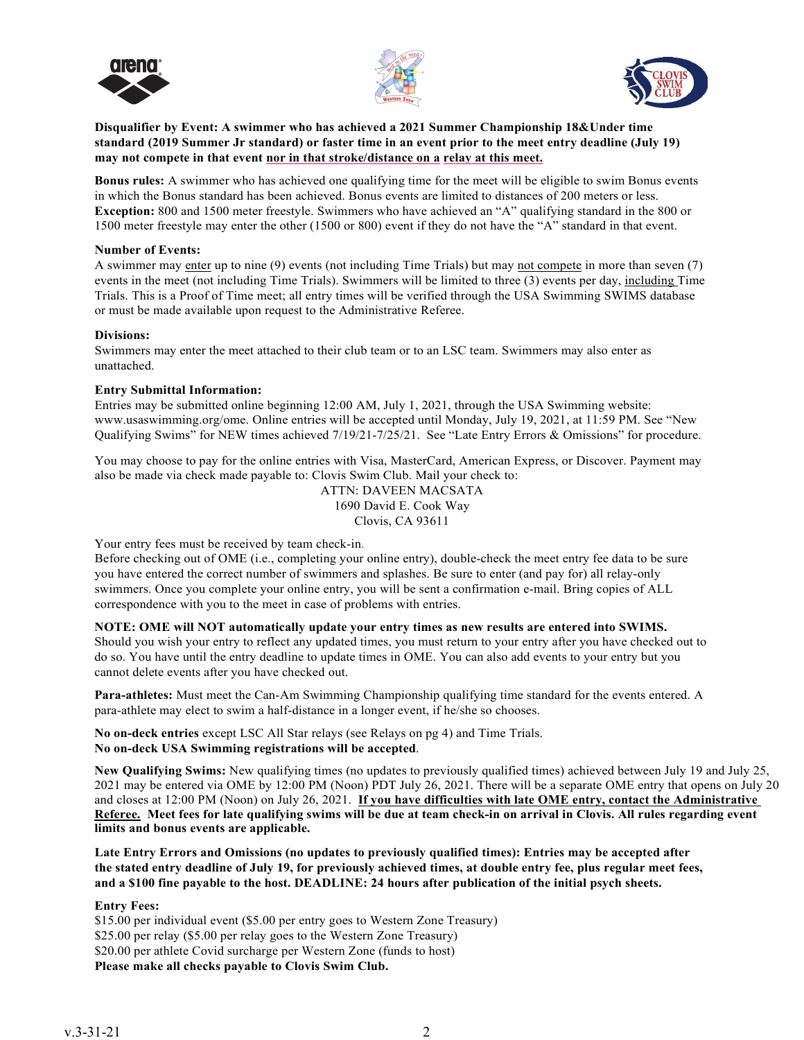**Disqualifier by Event: A swimmer who has achieved a 2021 Summer Championship 18&Under time standard (2019 Summer Jr standard) or faster time in an event prior to the meet entry deadline (July 19) may not compete in that event nor in that stroke/distance on a relay at this meet.**

**Bonus rules:** A swimmer who has achieved one qualifying time for the meet will be eligible to swim Bonus events in which the Bonus standard has been achieved. Bonus events are limited to distances of 200 meters or less. **Exception:** 800 and 1500 meter freestyle. Swimmers who have achieved an "A" qualifying standard in the 800 or 1500 meter freestyle may enter the other (1500 or 800) event if they do not have the "A" standard in that event.

**Number of Events:**
A swimmer may enter up to nine (9) events (not including Time Trials) but may not compete in more than seven (7) events in the meet (not including Time Trials). Swimmers will be limited to three (3) events per day, including Time Trials. This is a Proof of Time meet; all entry times will be verified through the USA Swimming SWIMS database or must be made available upon request to the Administrative Referee.

**Divisions:**
Swimmers may enter the meet attached to their club team or to an LSC team. Swimmers may also enter as unattached.

**Entry Submittal Information:**
Entries may be submitted online beginning 12:00 AM, July 1, 2021, through the USA Swimming website: www.usaswimming.org/ome. Online entries will be accepted until Monday, July 19, 2021, at 11:59 PM. See "New Qualifying Swims" for NEW times achieved 7/19/21-7/25/21. See "Late Entry Errors & Omissions" for procedure.

You may choose to pay for the online entries with Visa, MasterCard, American Express, or Discover. Payment may also be made via check made payable to: Clovis Swim Club. Mail your check to:

ATTN: DAVEEN MACSATA
1690 David E. Cook Way
Clovis, CA 93611

Your entry fees must be received by team check-in.
Before checking out of OME (i.e., completing your online entry), double-check the meet entry fee data to be sure you have entered the correct number of swimmers and splashes. Be sure to enter (and pay for) all relay-only swimmers. Once you complete your online entry, you will be sent a confirmation e-mail. Bring copies of ALL correspondence with you to the meet in case of problems with entries.

**NOTE: OME will NOT automatically update your entry times as new results are entered into SWIMS.** Should you wish your entry to reflect any updated times, you must return to your entry after you have checked out to do so. You have until the entry deadline to update times in OME. You can also add events to your entry but you cannot delete events after you have checked out.

**Para-athletes:** Must meet the Can-Am Swimming Championship qualifying time standard for the events entered. A para-athlete may elect to swim a half-distance in a longer event, if he/she so chooses.

**No on-deck entries** except LSC All Star relays (see Relays on pg 4) and Time Trials.
**No on-deck USA Swimming registrations will be accepted**.

**New Qualifying Swims:** New qualifying times (no updates to previously qualified times) achieved between July 19 and July 25, 2021 may be entered via OME by 12:00 PM (Noon) PDT July 26, 2021. There will be a separate OME entry that opens on July 20 and closes at 12:00 PM (Noon) on July 26, 2021. **If you have difficulties with late OME entry, contact the Administrative Referee. Meet fees for late qualifying swims will be due at team check-in on arrival in Clovis. All rules regarding event limits and bonus events are applicable.**

**Late Entry Errors and Omissions (no updates to previously qualified times): Entries may be accepted after the stated entry deadline of July 19, for previously achieved times, at double entry fee, plus regular meet fees, and a $100 fine payable to the host. DEADLINE: 24 hours after publication of the initial psych sheets.**

**Entry Fees:**
$15.00 per individual event ($5.00 per entry goes to Western Zone Treasury)
$25.00 per relay ($5.00 per relay goes to the Western Zone Treasury)
$20.00 per athlete Covid surcharge per Western Zone (funds to host)
**Please make all checks payable to Clovis Swim Club.**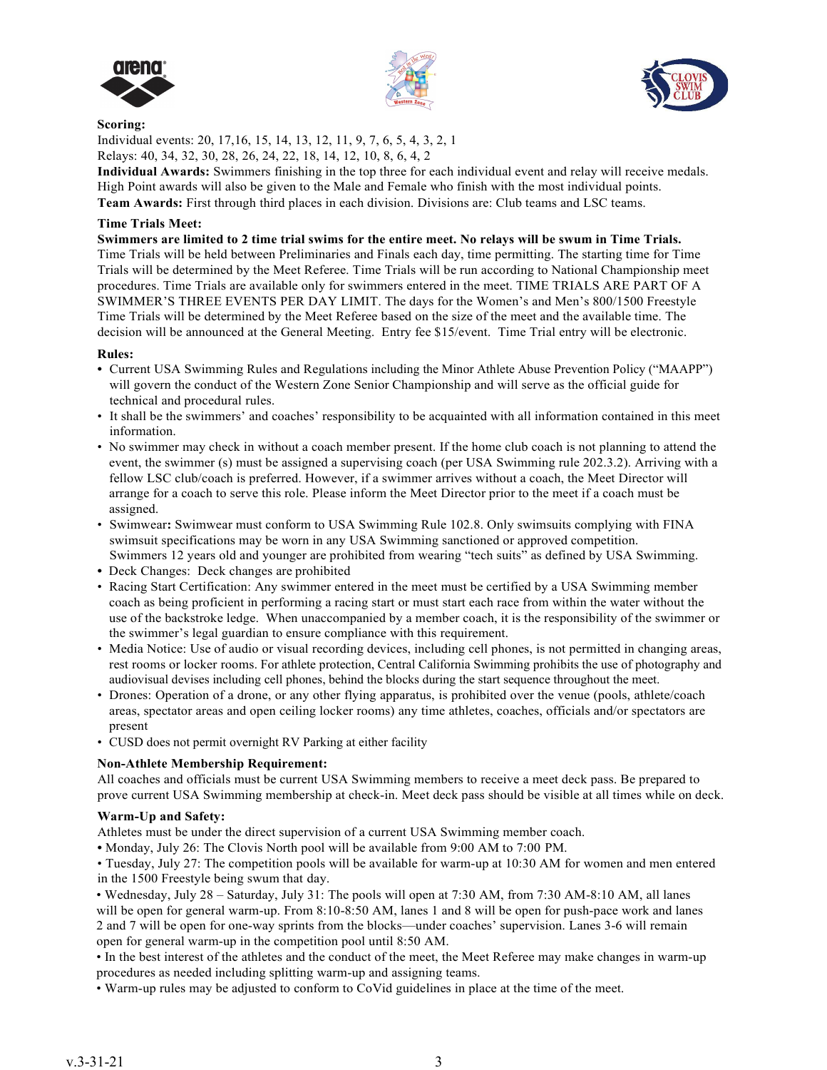**Scoring:**
Individual events: 20, 17,16, 15, 14, 13, 12, 11, 9, 7, 6, 5, 4, 3, 2, 1
Relays: 40, 34, 32, 30, 28, 26, 24, 22, 18, 14, 12, 10, 8, 6, 4, 2

**Individual Awards:** Swimmers finishing in the top three for each individual event and relay will receive medals. High Point awards will also be given to the Male and Female who finish with the most individual points.

**Team Awards:** First through third places in each division. Divisions are: Club teams and LSC teams.

**Time Trials Meet:**

**Swimmers are limited to 2 time trial swims for the entire meet. No relays will be swum in Time Trials.** Time Trials will be held between Preliminaries and Finals each day, time permitting. The starting time for Time Trials will be determined by the Meet Referee. Time Trials will be run according to National Championship meet procedures. Time Trials are available only for swimmers entered in the meet. TIME TRIALS ARE PART OF A SWIMMER'S THREE EVENTS PER DAY LIMIT. The days for the Women's and Men's 800/1500 Freestyle Time Trials will be determined by the Meet Referee based on the size of the meet and the available time. The decision will be announced at the General Meeting. Entry fee $15/event. Time Trial entry will be electronic.

**Rules:**

- Current USA Swimming Rules and Regulations including the Minor Athlete Abuse Prevention Policy ("MAAPP") will govern the conduct of the Western Zone Senior Championship and will serve as the official guide for technical and procedural rules.
- It shall be the swimmers' and coaches' responsibility to be acquainted with all information contained in this meet information.
- No swimmer may check in without a coach member present. If the home club coach is not planning to attend the event, the swimmer (s) must be assigned a supervising coach (per USA Swimming rule 202.3.2). Arriving with a fellow LSC club/coach is preferred. However, if a swimmer arrives without a coach, the Meet Director will arrange for a coach to serve this role. Please inform the Meet Director prior to the meet if a coach must be assigned.
- Swimwear**:** Swimwear must conform to USA Swimming Rule 102.8. Only swimsuits complying with FINA swimsuit specifications may be worn in any USA Swimming sanctioned or approved competition. Swimmers 12 years old and younger are prohibited from wearing "tech suits" as defined by USA Swimming.
- Deck Changes: Deck changes are prohibited
- Racing Start Certification: Any swimmer entered in the meet must be certified by a USA Swimming member coach as being proficient in performing a racing start or must start each race from within the water without the use of the backstroke ledge. When unaccompanied by a member coach, it is the responsibility of the swimmer or the swimmer's legal guardian to ensure compliance with this requirement.
- Media Notice: Use of audio or visual recording devices, including cell phones, is not permitted in changing areas, rest rooms or locker rooms. For athlete protection, Central California Swimming prohibits the use of photography and audiovisual devises including cell phones, behind the blocks during the start sequence throughout the meet.
- Drones: Operation of a drone, or any other flying apparatus, is prohibited over the venue (pools, athlete/coach areas, spectator areas and open ceiling locker rooms) any time athletes, coaches, officials and/or spectators are present
- CUSD does not permit overnight RV Parking at either facility

**Non-Athlete Membership Requirement:**

All coaches and officials must be current USA Swimming members to receive a meet deck pass. Be prepared to prove current USA Swimming membership at check-in. Meet deck pass should be visible at all times while on deck.

**Warm-Up and Safety:**

Athletes must be under the direct supervision of a current USA Swimming member coach.

- Monday, July 26: The Clovis North pool will be available from 9:00 AM to 7:00 PM.
- Tuesday, July 27: The competition pools will be available for warm-up at 10:30 AM for women and men entered in the 1500 Freestyle being swum that day.
- Wednesday, July 28 – Saturday, July 31: The pools will open at 7:30 AM, from 7:30 AM-8:10 AM, all lanes will be open for general warm-up. From 8:10-8:50 AM, lanes 1 and 8 will be open for push-pace work and lanes 2 and 7 will be open for one-way sprints from the blocks—under coaches' supervision. Lanes 3-6 will remain open for general warm-up in the competition pool until 8:50 AM.
- In the best interest of the athletes and the conduct of the meet, the Meet Referee may make changes in warm-up procedures as needed including splitting warm-up and assigning teams.
- Warm-up rules may be adjusted to conform to CoVid guidelines in place at the time of the meet.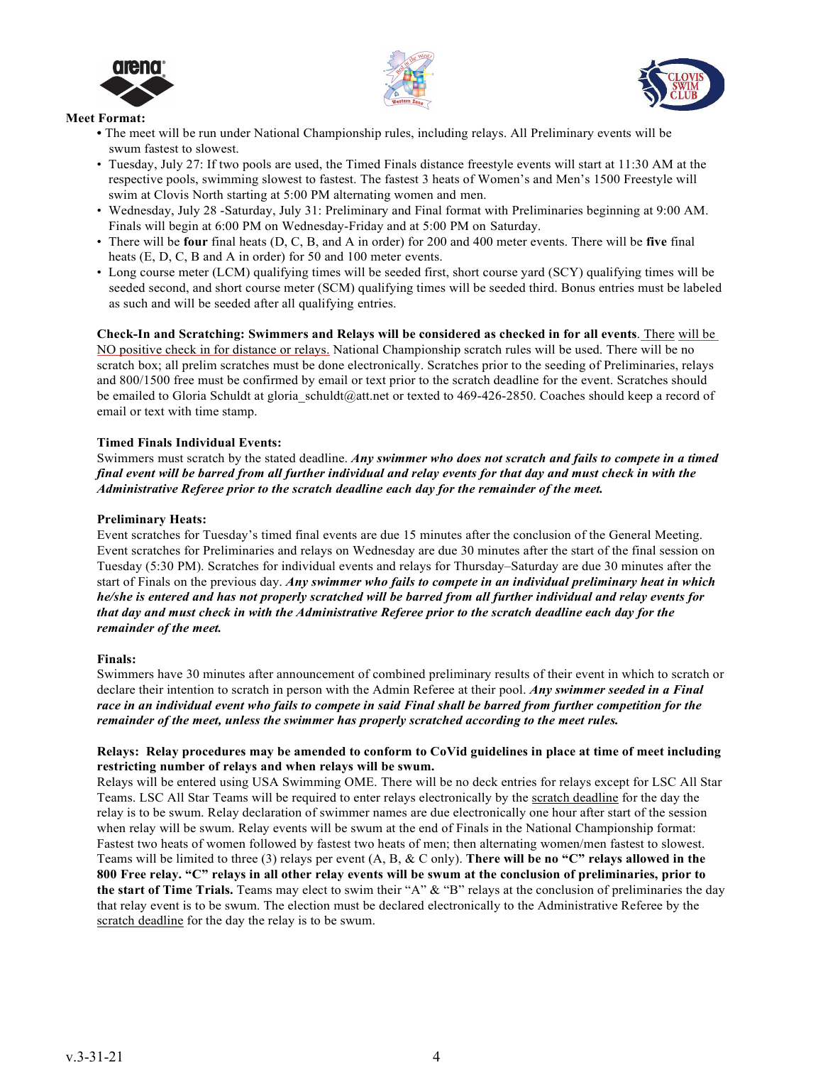**Meet Format:**

- The meet will be run under National Championship rules, including relays. All Preliminary events will be swum fastest to slowest.
- Tuesday, July 27: If two pools are used, the Timed Finals distance freestyle events will start at 11:30 AM at the respective pools, swimming slowest to fastest. The fastest 3 heats of Women's and Men's 1500 Freestyle will swim at Clovis North starting at 5:00 PM alternating women and men.
- Wednesday, July 28 -Saturday, July 31: Preliminary and Final format with Preliminaries beginning at 9:00 AM. Finals will begin at 6:00 PM on Wednesday-Friday and at 5:00 PM on Saturday.
- There will be **four** final heats (D, C, B, and A in order) for 200 and 400 meter events. There will be **five** final heats (E, D, C, B and A in order) for 50 and 100 meter events.
- Long course meter (LCM) qualifying times will be seeded first, short course yard (SCY) qualifying times will be seeded second, and short course meter (SCM) qualifying times will be seeded third. Bonus entries must be labeled as such and will be seeded after all qualifying entries.

**Check-In and Scratching: Swimmers and Relays will be considered as checked in for all events**. There will be NO positive check in for distance or relays. National Championship scratch rules will be used. There will be no scratch box; all prelim scratches must be done electronically. Scratches prior to the seeding of Preliminaries, relays and 800/1500 free must be confirmed by email or text prior to the scratch deadline for the event. Scratches should be emailed to Gloria Schuldt at gloria_schuldt@att.net or texted to 469-426-2850. Coaches should keep a record of email or text with time stamp.

**Timed Finals Individual Events:**
Swimmers must scratch by the stated deadline. ***Any swimmer who does not scratch and fails to compete in a timed final event will be barred from all further individual and relay events for that day and must check in with the Administrative Referee prior to the scratch deadline each day for the remainder of the meet.***

**Preliminary Heats:**
Event scratches for Tuesday's timed final events are due 15 minutes after the conclusion of the General Meeting. Event scratches for Preliminaries and relays on Wednesday are due 30 minutes after the start of the final session on Tuesday (5:30 PM). Scratches for individual events and relays for Thursday–Saturday are due 30 minutes after the start of Finals on the previous day. ***Any swimmer who fails to compete in an individual preliminary heat in which he/she is entered and has not properly scratched will be barred from all further individual and relay events for that day and must check in with the Administrative Referee prior to the scratch deadline each day for the remainder of the meet.***

**Finals:**
Swimmers have 30 minutes after announcement of combined preliminary results of their event in which to scratch or declare their intention to scratch in person with the Admin Referee at their pool. ***Any swimmer seeded in a Final race in an individual event who fails to compete in said Final shall be barred from further competition for the remainder of the meet, unless the swimmer has properly scratched according to the meet rules.***

**Relays: Relay procedures may be amended to conform to CoVid guidelines in place at time of meet including restricting number of relays and when relays will be swum.**
Relays will be entered using USA Swimming OME. There will be no deck entries for relays except for LSC All Star Teams. LSC All Star Teams will be required to enter relays electronically by the scratch deadline for the day the relay is to be swum. Relay declaration of swimmer names are due electronically one hour after start of the session when relay will be swum. Relay events will be swum at the end of Finals in the National Championship format: Fastest two heats of women followed by fastest two heats of men; then alternating women/men fastest to slowest. Teams will be limited to three (3) relays per event (A, B, & C only). **There will be no "C" relays allowed in the 800 Free relay. "C" relays in all other relay events will be swum at the conclusion of preliminaries, prior to the start of Time Trials.** Teams may elect to swim their "A" & "B" relays at the conclusion of preliminaries the day that relay event is to be swum. The election must be declared electronically to the Administrative Referee by the scratch deadline for the day the relay is to be swum.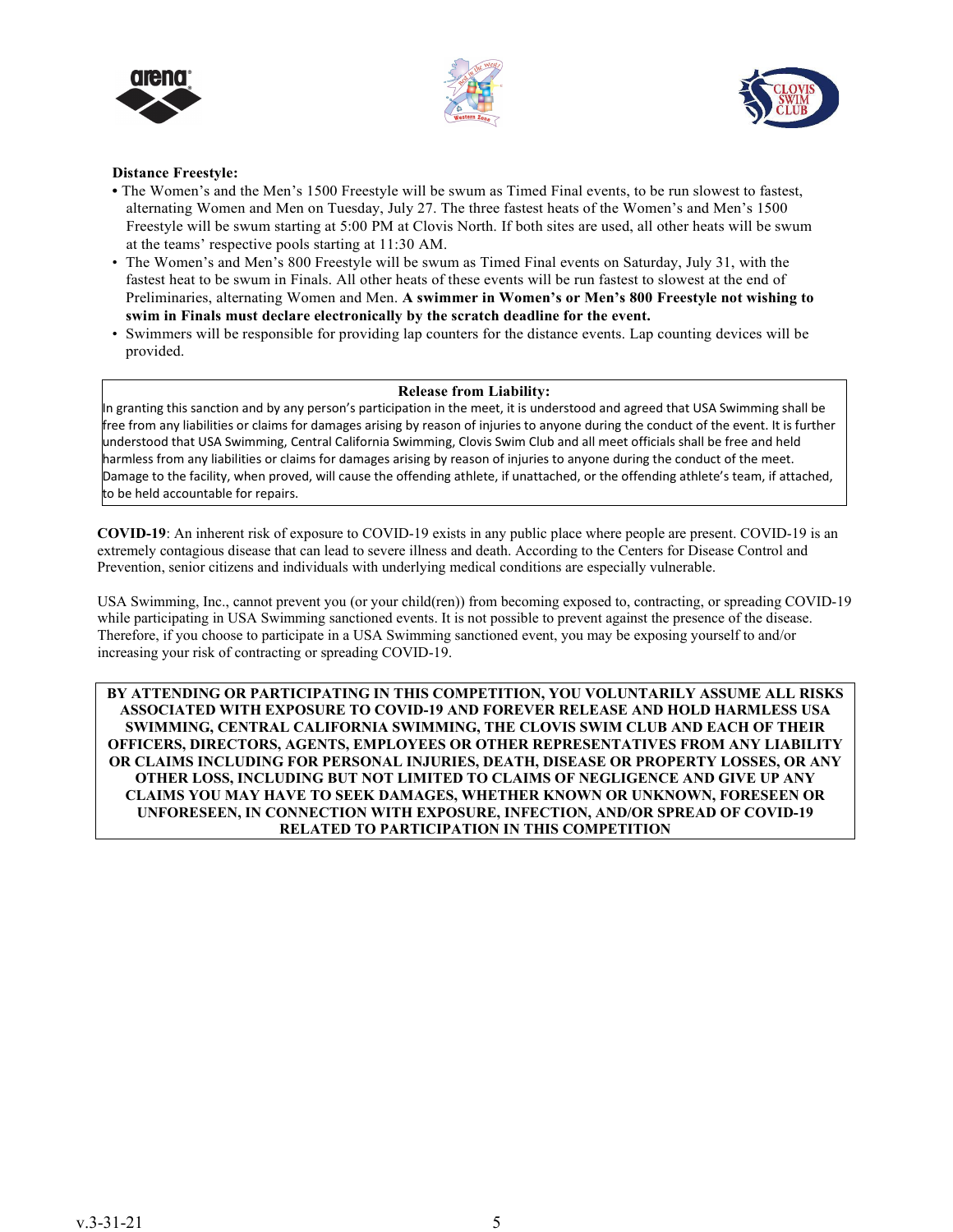**Distance Freestyle:**

- The Women's and the Men's 1500 Freestyle will be swum as Timed Final events, to be run slowest to fastest, alternating Women and Men on Tuesday, July 27. The three fastest heats of the Women's and Men's 1500 Freestyle will be swum starting at 5:00 PM at Clovis North. If both sites are used, all other heats will be swum at the teams' respective pools starting at 11:30 AM.
- The Women's and Men's 800 Freestyle will be swum as Timed Final events on Saturday, July 31, with the fastest heat to be swum in Finals. All other heats of these events will be run fastest to slowest at the end of Preliminaries, alternating Women and Men. **A swimmer in Women's or Men's 800 Freestyle not wishing to swim in Finals must declare electronically by the scratch deadline for the event.**
- Swimmers will be responsible for providing lap counters for the distance events. Lap counting devices will be provided.

**Release from Liability:**

In granting this sanction and by any person's participation in the meet, it is understood and agreed that USA Swimming shall be free from any liabilities or claims for damages arising by reason of injuries to anyone during the conduct of the event. It is further understood that USA Swimming, Central California Swimming, Clovis Swim Club and all meet officials shall be free and held harmless from any liabilities or claims for damages arising by reason of injuries to anyone during the conduct of the meet. Damage to the facility, when proved, will cause the offending athlete, if unattached, or the offending athlete's team, if attached, to be held accountable for repairs.

**COVID-19**: An inherent risk of exposure to COVID-19 exists in any public place where people are present. COVID-19 is an extremely contagious disease that can lead to severe illness and death. According to the Centers for Disease Control and Prevention, senior citizens and individuals with underlying medical conditions are especially vulnerable.

USA Swimming, Inc., cannot prevent you (or your child(ren)) from becoming exposed to, contracting, or spreading COVID-19 while participating in USA Swimming sanctioned events. It is not possible to prevent against the presence of the disease. Therefore, if you choose to participate in a USA Swimming sanctioned event, you may be exposing yourself to and/or increasing your risk of contracting or spreading COVID-19.

**BY ATTENDING OR PARTICIPATING IN THIS COMPETITION, YOU VOLUNTARILY ASSUME ALL RISKS ASSOCIATED WITH EXPOSURE TO COVID-19 AND FOREVER RELEASE AND HOLD HARMLESS USA SWIMMING, CENTRAL CALIFORNIA SWIMMING, THE CLOVIS SWIM CLUB AND EACH OF THEIR OFFICERS, DIRECTORS, AGENTS, EMPLOYEES OR OTHER REPRESENTATIVES FROM ANY LIABILITY OR CLAIMS INCLUDING FOR PERSONAL INJURIES, DEATH, DISEASE OR PROPERTY LOSSES, OR ANY OTHER LOSS, INCLUDING BUT NOT LIMITED TO CLAIMS OF NEGLIGENCE AND GIVE UP ANY CLAIMS YOU MAY HAVE TO SEEK DAMAGES, WHETHER KNOWN OR UNKNOWN, FORESEEN OR UNFORESEEN, IN CONNECTION WITH EXPOSURE, INFECTION, AND/OR SPREAD OF COVID-19 RELATED TO PARTICIPATION IN THIS COMPETITION**

v.3-31-21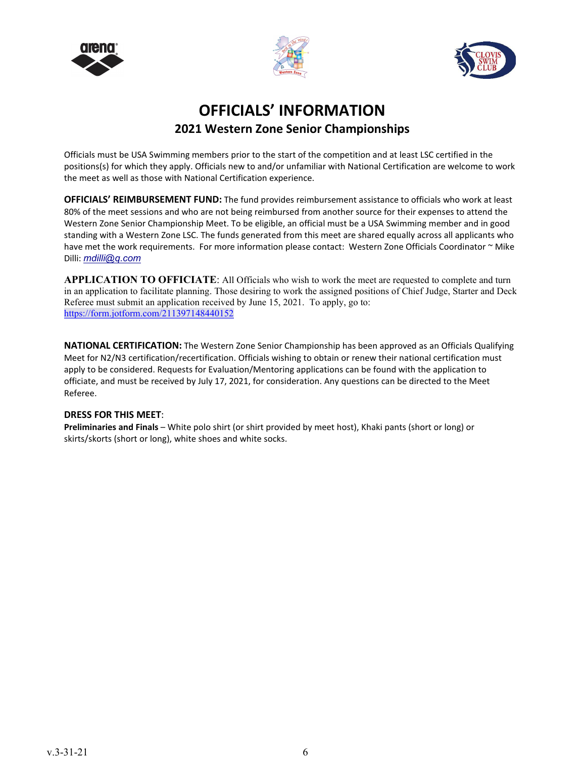# OFFICIALS' INFORMATION

## 2021 Western Zone Senior Championships

Officials must be USA Swimming members prior to the start of the competition and at least LSC certified in the positions(s) for which they apply. Officials new to and/or unfamiliar with National Certification are welcome to work the meet as well as those with National Certification experience.

**OFFICIALS' REIMBURSEMENT FUND:** The fund provides reimbursement assistance to officials who work at least 80% of the meet sessions and who are not being reimbursed from another source for their expenses to attend the Western Zone Senior Championship Meet. To be eligible, an official must be a USA Swimming member and in good standing with a Western Zone LSC. The funds generated from this meet are shared equally across all applicants who have met the work requirements. For more information please contact: Western Zone Officials Coordinator ~ Mike Dilli: *mdilli@q.com*

**APPLICATION TO OFFICIATE**: All Officials who wish to work the meet are requested to complete and turn in an application to facilitate planning. Those desiring to work the assigned positions of Chief Judge, Starter and Deck Referee must submit an application received by June 15, 2021. To apply, go to: https://form.jotform.com/211397148440152

**NATIONAL CERTIFICATION:** The Western Zone Senior Championship has been approved as an Officials Qualifying Meet for N2/N3 certification/recertification. Officials wishing to obtain or renew their national certification must apply to be considered. Requests for Evaluation/Mentoring applications can be found with the application to officiate, and must be received by July 17, 2021, for consideration. Any questions can be directed to the Meet Referee.

**DRESS FOR THIS MEET**:

**Preliminaries and Finals** – White polo shirt (or shirt provided by meet host), Khaki pants (short or long) or skirts/skorts (short or long), white shoes and white socks.

v.3-31-21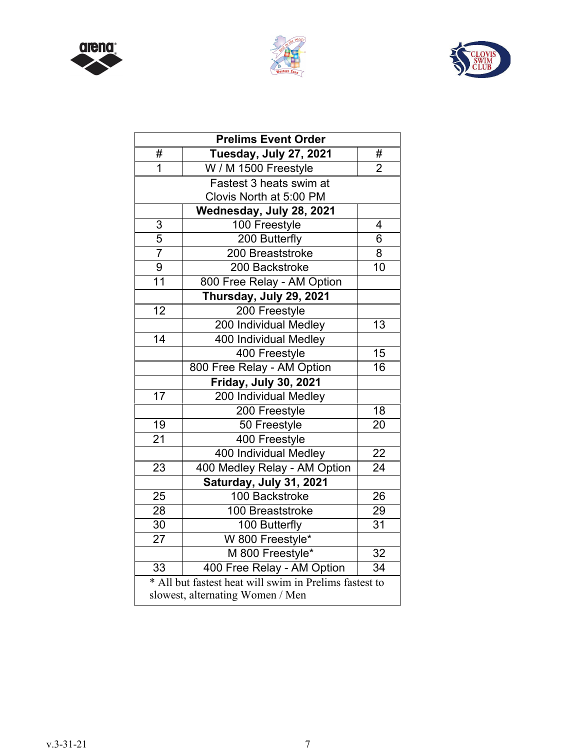| Prelims Event Order | | |
|---|---|---|
| # | **Tuesday, July 27, 2021** | # |
| 1 | W / M 1500 Freestyle | 2 |
| | Fastest 3 heats swim at Clovis North at 5:00 PM | |
| | **Wednesday, July 28, 2021** | |
| 3 | 100 Freestyle | 4 |
| 5 | 200 Butterfly | 6 |
| 7 | 200 Breaststroke | 8 |
| 9 | 200 Backstroke | 10 |
| 11 | 800 Free Relay - AM Option | |
| | **Thursday, July 29, 2021** | |
| 12 | 200 Freestyle | |
| | 200 Individual Medley | 13 |
| 14 | 400 Individual Medley | |
| | 400 Freestyle | 15 |
| | 800 Free Relay - AM Option | 16 |
| | **Friday, July 30, 2021** | |
| 17 | 200 Individual Medley | |
| | 200 Freestyle | 18 |
| 19 | 50 Freestyle | 20 |
| 21 | 400 Freestyle | |
| | 400 Individual Medley | 22 |
| 23 | 400 Medley Relay - AM Option | 24 |
| | **Saturday, July 31, 2021** | |
| 25 | 100 Backstroke | 26 |
| 28 | 100 Breaststroke | 29 |
| 30 | 100 Butterfly | 31 |
| 27 | W 800 Freestyle* | |
| | M 800 Freestyle* | 32 |
| 33 | 400 Free Relay - AM Option | 34 |
| | * All but fastest heat will swim in Prelims fastest to slowest, alternating Women / Men | |

v.3-31-21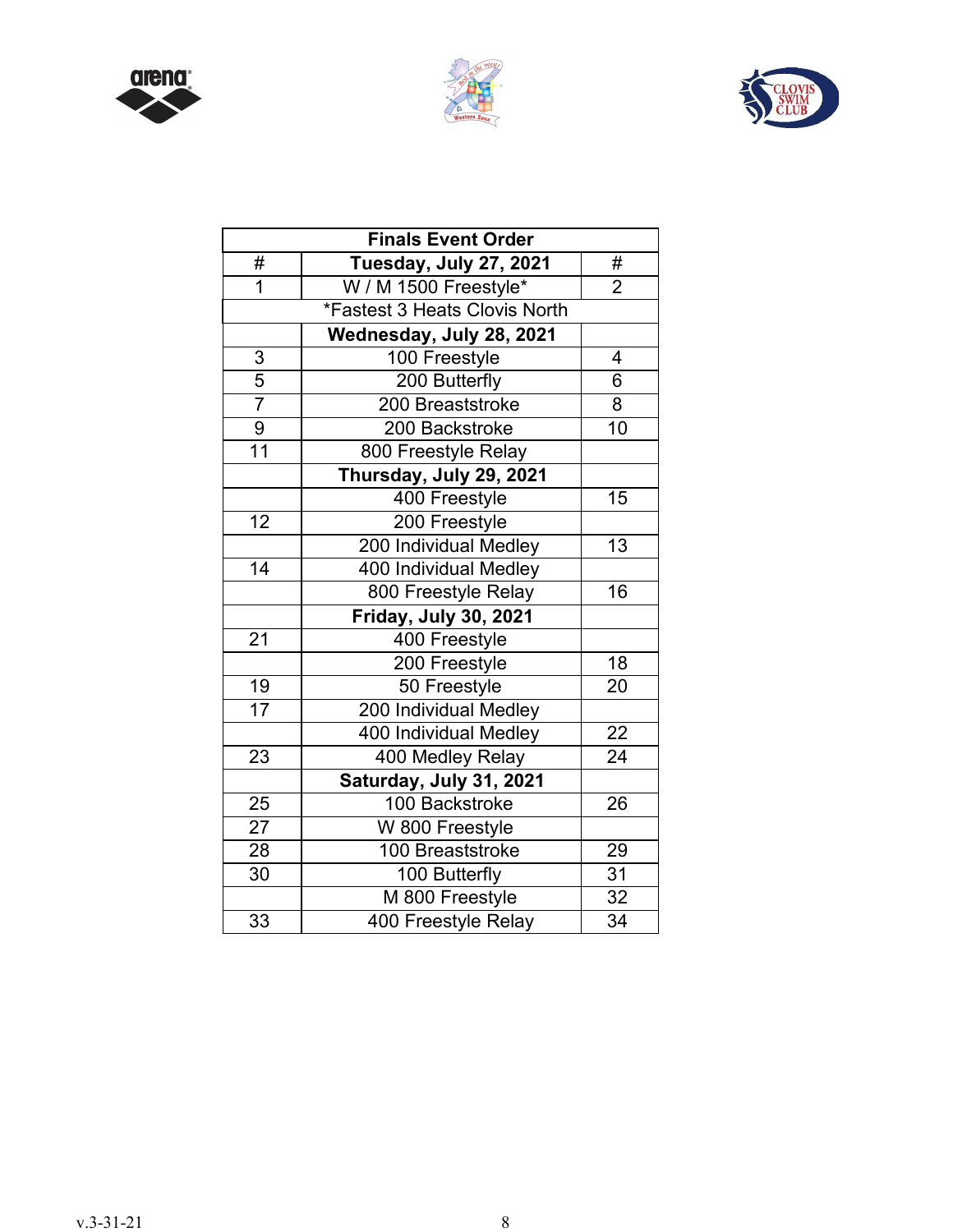| Finals Event Order | | |
|---|---|---|
| # | **Tuesday, July 27, 2021** | # |
| 1 | W / M 1500 Freestyle* | 2 |
| | *Fastest 3 Heats Clovis North | |
| | **Wednesday, July 28, 2021** | |
| 3 | 100 Freestyle | 4 |
| 5 | 200 Butterfly | 6 |
| 7 | 200 Breaststroke | 8 |
| 9 | 200 Backstroke | 10 |
| 11 | 800 Freestyle Relay | |
| | **Thursday, July 29, 2021** | |
| | 400 Freestyle | 15 |
| 12 | 200 Freestyle | |
| | 200 Individual Medley | 13 |
| 14 | 400 Individual Medley | |
| | 800 Freestyle Relay | 16 |
| | **Friday, July 30, 2021** | |
| 21 | 400 Freestyle | |
| | 200 Freestyle | 18 |
| 19 | 50 Freestyle | 20 |
| 17 | 200 Individual Medley | |
| | 400 Individual Medley | 22 |
| 23 | 400 Medley Relay | 24 |
| | **Saturday, July 31, 2021** | |
| 25 | 100 Backstroke | 26 |
| 27 | W 800 Freestyle | |
| 28 | 100 Breaststroke | 29 |
| 30 | 100 Butterfly | 31 |
| | M 800 Freestyle | 32 |
| 33 | 400 Freestyle Relay | 34 |

v.3-31-21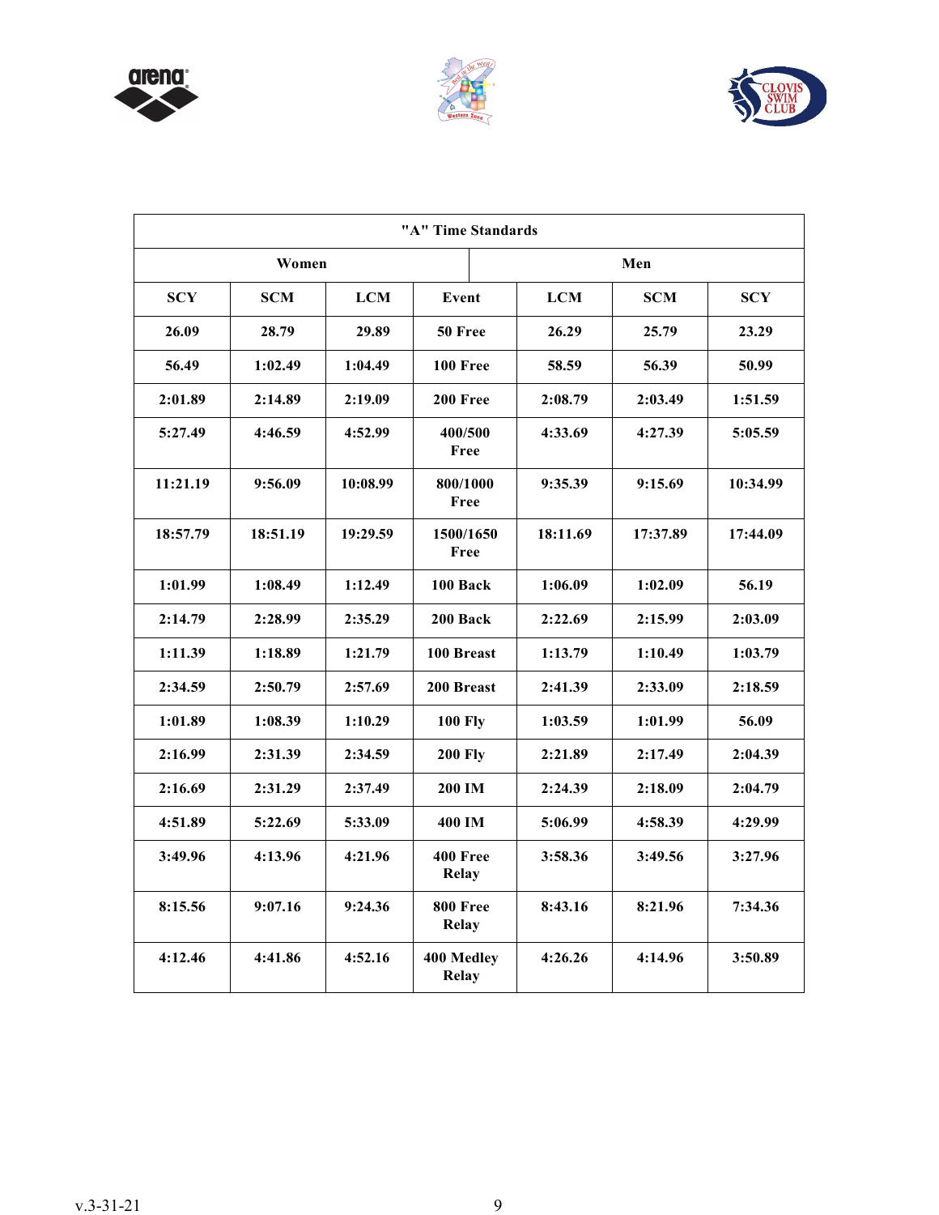| "A" Time Standards | | | | | | |
|---|---|---|---|---|---|---|
| Women | | | | Men | | |
| SCY | SCM | LCM | Event | LCM | SCM | SCY |
| 26.09 | 28.79 | 29.89 | 50 Free | 26.29 | 25.79 | 23.29 |
| 56.49 | 1:02.49 | 1:04.49 | 100 Free | 58.59 | 56.39 | 50.99 |
| 2:01.89 | 2:14.89 | 2:19.09 | 200 Free | 2:08.79 | 2:03.49 | 1:51.59 |
| 5:27.49 | 4:46.59 | 4:52.99 | 400/500 Free | 4:33.69 | 4:27.39 | 5:05.59 |
| 11:21.19 | 9:56.09 | 10:08.99 | 800/1000 Free | 9:35.39 | 9:15.69 | 10:34.99 |
| 18:57.79 | 18:51.19 | 19:29.59 | 1500/1650 Free | 18:11.69 | 17:37.89 | 17:44.09 |
| 1:01.99 | 1:08.49 | 1:12.49 | 100 Back | 1:06.09 | 1:02.09 | 56.19 |
| 2:14.79 | 2:28.99 | 2:35.29 | 200 Back | 2:22.69 | 2:15.99 | 2:03.09 |
| 1:11.39 | 1:18.89 | 1:21.79 | 100 Breast | 1:13.79 | 1:10.49 | 1:03.79 |
| 2:34.59 | 2:50.79 | 2:57.69 | 200 Breast | 2:41.39 | 2:33.09 | 2:18.59 |
| 1:01.89 | 1:08.39 | 1:10.29 | 100 Fly | 1:03.59 | 1:01.99 | 56.09 |
| 2:16.99 | 2:31.39 | 2:34.59 | 200 Fly | 2:21.89 | 2:17.49 | 2:04.39 |
| 2:16.69 | 2:31.29 | 2:37.49 | 200 IM | 2:24.39 | 2:18.09 | 2:04.79 |
| 4:51.89 | 5:22.69 | 5:33.09 | 400 IM | 5:06.99 | 4:58.39 | 4:29.99 |
| 3:49.96 | 4:13.96 | 4:21.96 | 400 Free Relay | 3:58.36 | 3:49.56 | 3:27.96 |
| 8:15.56 | 9:07.16 | 9:24.36 | 800 Free Relay | 8:43.16 | 8:21.96 | 7:34.36 |
| 4:12.46 | 4:41.86 | 4:52.16 | 400 Medley Relay | 4:26.26 | 4:14.96 | 3:50.89 |

v.3-31-21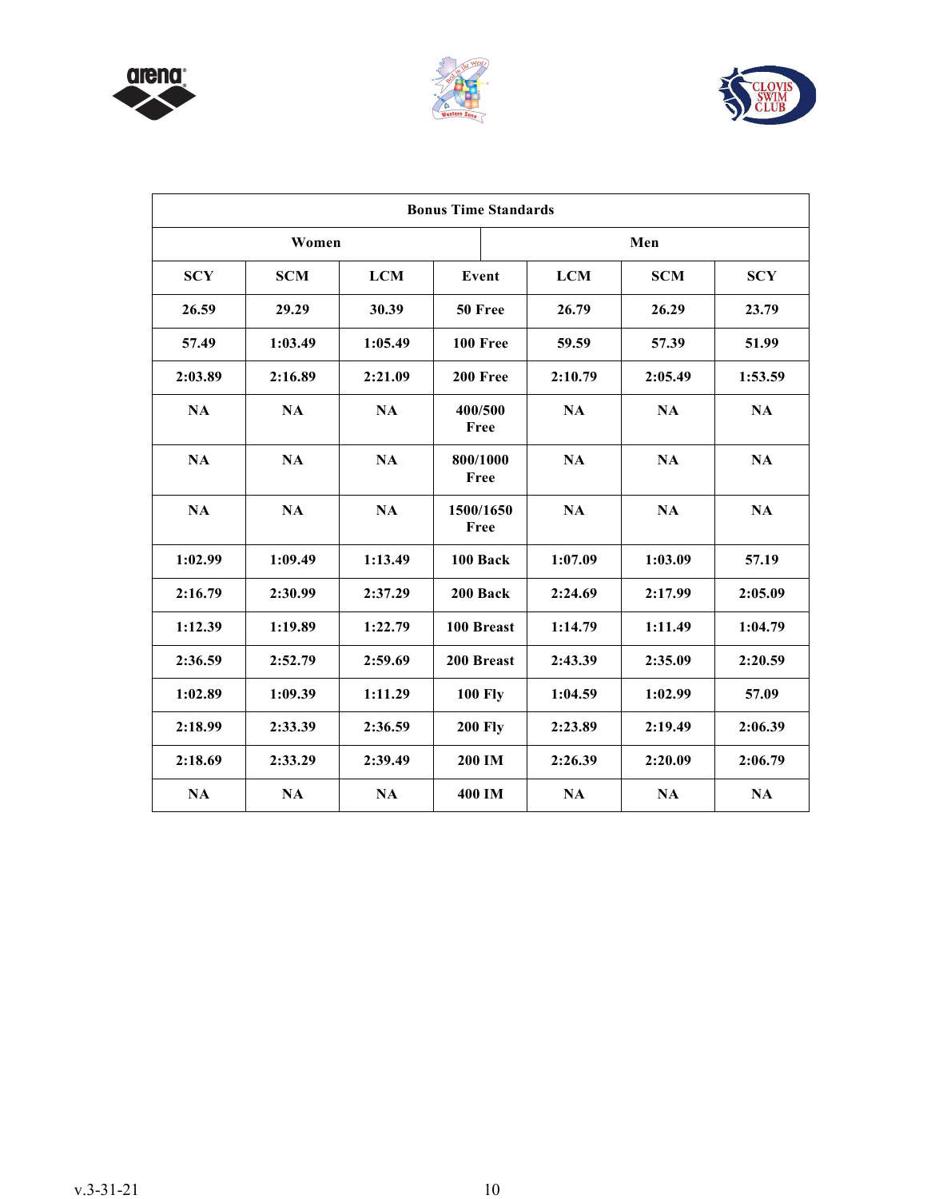| Bonus Time Standards | | | | | | |
|---|---|---|---|---|---|---|
| Women | | | | Men | | |
| SCY | SCM | LCM | Event | LCM | SCM | SCY |
| 26.59 | 29.29 | 30.39 | 50 Free | 26.79 | 26.29 | 23.79 |
| 57.49 | 1:03.49 | 1:05.49 | 100 Free | 59.59 | 57.39 | 51.99 |
| 2:03.89 | 2:16.89 | 2:21.09 | 200 Free | 2:10.79 | 2:05.49 | 1:53.59 |
| NA | NA | NA | 400/500 Free | NA | NA | NA |
| NA | NA | NA | 800/1000 Free | NA | NA | NA |
| NA | NA | NA | 1500/1650 Free | NA | NA | NA |
| 1:02.99 | 1:09.49 | 1:13.49 | 100 Back | 1:07.09 | 1:03.09 | 57.19 |
| 2:16.79 | 2:30.99 | 2:37.29 | 200 Back | 2:24.69 | 2:17.99 | 2:05.09 |
| 1:12.39 | 1:19.89 | 1:22.79 | 100 Breast | 1:14.79 | 1:11.49 | 1:04.79 |
| 2:36.59 | 2:52.79 | 2:59.69 | 200 Breast | 2:43.39 | 2:35.09 | 2:20.59 |
| 1:02.89 | 1:09.39 | 1:11.29 | 100 Fly | 1:04.59 | 1:02.99 | 57.09 |
| 2:18.99 | 2:33.39 | 2:36.59 | 200 Fly | 2:23.89 | 2:19.49 | 2:06.39 |
| 2:18.69 | 2:33.29 | 2:39.49 | 200 IM | 2:26.39 | 2:20.09 | 2:06.79 |
| NA | NA | NA | 400 IM | NA | NA | NA |

v.3-31-21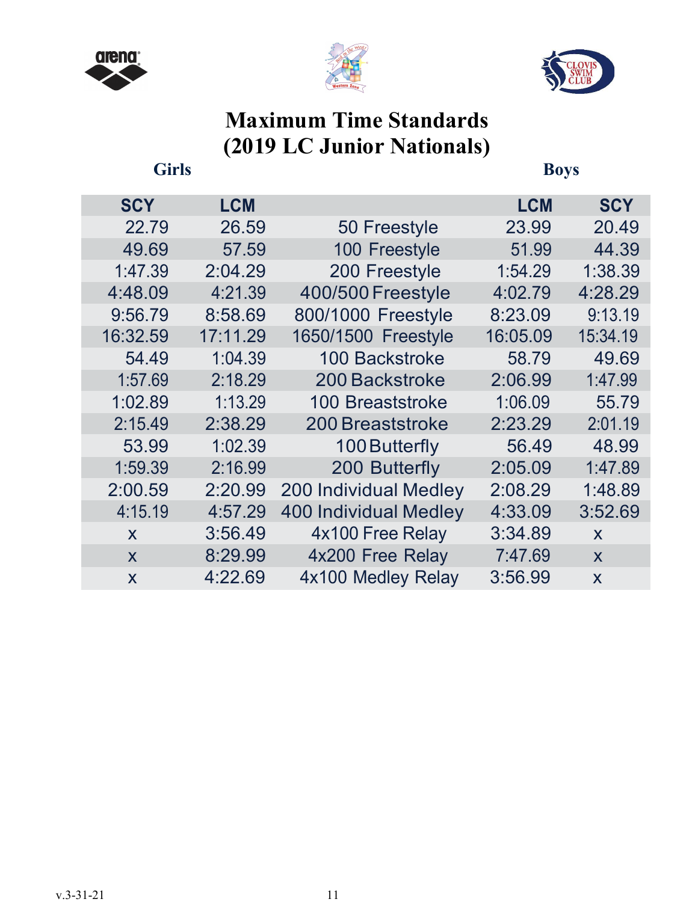# Maximum Time Standards
# (2019 LC Junior Nationals)

| Girls SCY | Girls LCM | Event | Boys LCM | Boys SCY |
|---|---|---|---|---|
| 22.79 | 26.59 | 50 Freestyle | 23.99 | 20.49 |
| 49.69 | 57.59 | 100 Freestyle | 51.99 | 44.39 |
| 1:47.39 | 2:04.29 | 200 Freestyle | 1:54.29 | 1:38.39 |
| 4:48.09 | 4:21.39 | 400/500 Freestyle | 4:02.79 | 4:28.29 |
| 9:56.79 | 8:58.69 | 800/1000 Freestyle | 8:23.09 | 9:13.19 |
| 16:32.59 | 17:11.29 | 1650/1500 Freestyle | 16:05.09 | 15:34.19 |
| 54.49 | 1:04.39 | 100 Backstroke | 58.79 | 49.69 |
| 1:57.69 | 2:18.29 | 200 Backstroke | 2:06.99 | 1:47.99 |
| 1:02.89 | 1:13.29 | 100 Breaststroke | 1:06.09 | 55.79 |
| 2:15.49 | 2:38.29 | 200 Breaststroke | 2:23.29 | 2:01.19 |
| 53.99 | 1:02.39 | 100 Butterfly | 56.49 | 48.99 |
| 1:59.39 | 2:16.99 | 200 Butterfly | 2:05.09 | 1:47.89 |
| 2:00.59 | 2:20.99 | 200 Individual Medley | 2:08.29 | 1:48.89 |
| 4:15.19 | 4:57.29 | 400 Individual Medley | 4:33.09 | 3:52.69 |
| x | 3:56.49 | 4x100 Free Relay | 3:34.89 | x |
| x | 8:29.99 | 4x200 Free Relay | 7:47.69 | x |
| x | 4:22.69 | 4x100 Medley Relay | 3:56.99 | x |

v.3-31-21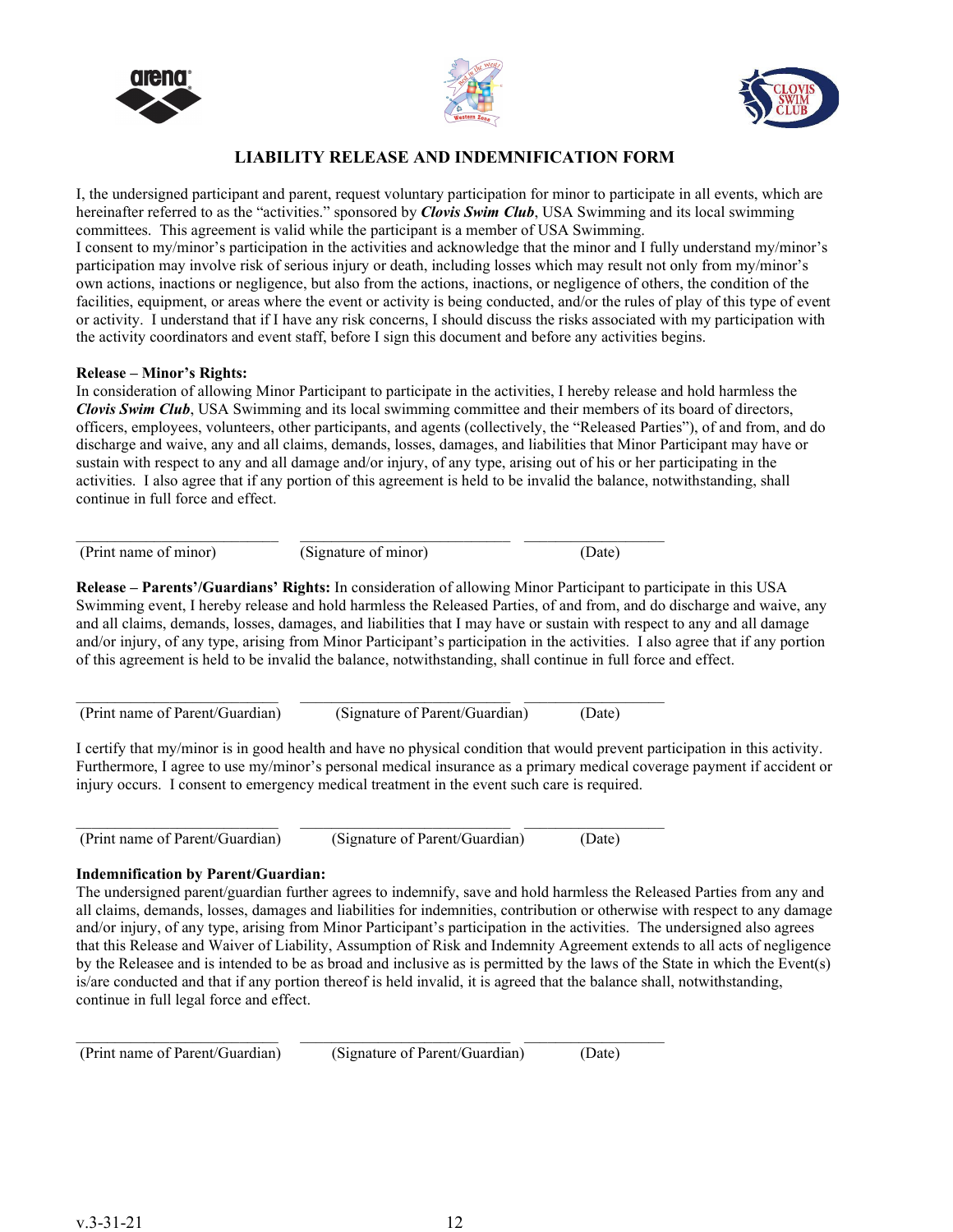# LIABILITY RELEASE AND INDEMNIFICATION FORM

I, the undersigned participant and parent, request voluntary participation for minor to participate in all events, which are hereinafter referred to as the "activities." sponsored by ***Clovis Swim Club***, USA Swimming and its local swimming committees. This agreement is valid while the participant is a member of USA Swimming.
I consent to my/minor's participation in the activities and acknowledge that the minor and I fully understand my/minor's participation may involve risk of serious injury or death, including losses which may result not only from my/minor's own actions, inactions or negligence, but also from the actions, inactions, or negligence of others, the condition of the facilities, equipment, or areas where the event or activity is being conducted, and/or the rules of play of this type of event or activity. I understand that if I have any risk concerns, I should discuss the risks associated with my participation with the activity coordinators and event staff, before I sign this document and before any activities begins.

**Release – Minor's Rights:**
In consideration of allowing Minor Participant to participate in the activities, I hereby release and hold harmless the ***Clovis Swim Club***, USA Swimming and its local swimming committee and their members of its board of directors, officers, employees, volunteers, other participants, and agents (collectively, the "Released Parties"), of and from, and do discharge and waive, any and all claims, demands, losses, damages, and liabilities that Minor Participant may have or sustain with respect to any and all damage and/or injury, of any type, arising out of his or her participating in the activities. I also agree that if any portion of this agreement is held to be invalid the balance, notwithstanding, shall continue in full force and effect.

\_\_\_\_\_\_\_\_\_\_\_\_\_\_\_\_\_\_\_\_\_\_\_\_ \_\_\_\_\_\_\_\_\_\_\_\_\_\_\_\_\_\_\_\_\_\_\_\_ \_\_\_\_\_\_\_\_\_\_\_\_\_\_\_\_\_\_
(Print name of minor) (Signature of minor) (Date)

**Release – Parents'/Guardians' Rights:** In consideration of allowing Minor Participant to participate in this USA Swimming event, I hereby release and hold harmless the Released Parties, of and from, and do discharge and waive, any and all claims, demands, losses, damages, and liabilities that I may have or sustain with respect to any and all damage and/or injury, of any type, arising from Minor Participant's participation in the activities. I also agree that if any portion of this agreement is held to be invalid the balance, notwithstanding, shall continue in full force and effect.

\_\_\_\_\_\_\_\_\_\_\_\_\_\_\_\_\_\_\_\_\_\_\_\_ \_\_\_\_\_\_\_\_\_\_\_\_\_\_\_\_\_\_\_\_\_\_\_\_ \_\_\_\_\_\_\_\_\_\_\_\_\_\_\_\_\_\_
(Print name of Parent/Guardian) (Signature of Parent/Guardian) (Date)

I certify that my/minor is in good health and have no physical condition that would prevent participation in this activity. Furthermore, I agree to use my/minor's personal medical insurance as a primary medical coverage payment if accident or injury occurs. I consent to emergency medical treatment in the event such care is required.

\_\_\_\_\_\_\_\_\_\_\_\_\_\_\_\_\_\_\_\_\_\_\_\_ \_\_\_\_\_\_\_\_\_\_\_\_\_\_\_\_\_\_\_\_\_\_\_\_ \_\_\_\_\_\_\_\_\_\_\_\_\_\_\_\_\_\_
(Print name of Parent/Guardian) (Signature of Parent/Guardian) (Date)

**Indemnification by Parent/Guardian:**
The undersigned parent/guardian further agrees to indemnify, save and hold harmless the Released Parties from any and all claims, demands, losses, damages and liabilities for indemnities, contribution or otherwise with respect to any damage and/or injury, of any type, arising from Minor Participant's participation in the activities. The undersigned also agrees that this Release and Waiver of Liability, Assumption of Risk and Indemnity Agreement extends to all acts of negligence by the Releasee and is intended to be as broad and inclusive as is permitted by the laws of the State in which the Event(s) is/are conducted and that if any portion thereof is held invalid, it is agreed that the balance shall, notwithstanding, continue in full legal force and effect.

\_\_\_\_\_\_\_\_\_\_\_\_\_\_\_\_\_\_\_\_\_\_\_\_ \_\_\_\_\_\_\_\_\_\_\_\_\_\_\_\_\_\_\_\_\_\_\_\_ \_\_\_\_\_\_\_\_\_\_\_\_\_\_\_\_\_\_
(Print name of Parent/Guardian) (Signature of Parent/Guardian) (Date)

v.3-31-21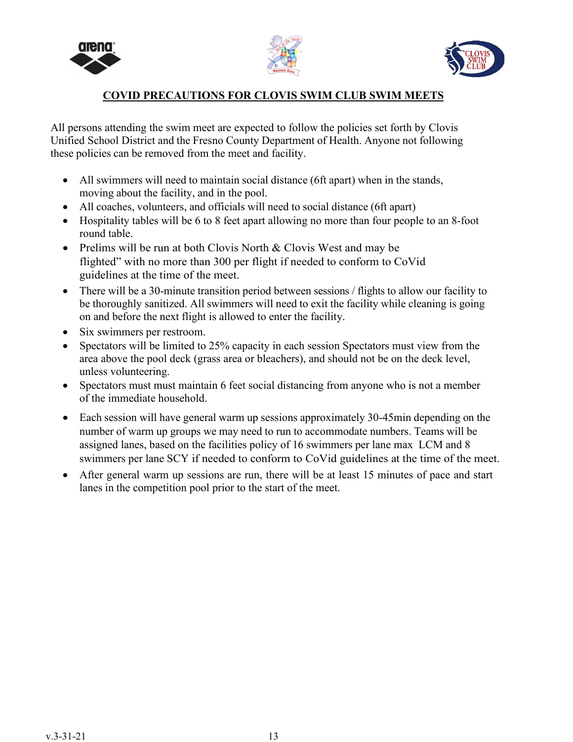## COVID PRECAUTIONS FOR CLOVIS SWIM CLUB SWIM MEETS

All persons attending the swim meet are expected to follow the policies set forth by Clovis Unified School District and the Fresno County Department of Health. Anyone not following these policies can be removed from the meet and facility.

- All swimmers will need to maintain social distance (6ft apart) when in the stands, moving about the facility, and in the pool.
- All coaches, volunteers, and officials will need to social distance (6ft apart)
- Hospitality tables will be 6 to 8 feet apart allowing no more than four people to an 8-foot round table.
- Prelims will be run at both Clovis North & Clovis West and may be flighted" with no more than 300 per flight if needed to conform to CoVid guidelines at the time of the meet.
- There will be a 30-minute transition period between sessions / flights to allow our facility to be thoroughly sanitized. All swimmers will need to exit the facility while cleaning is going on and before the next flight is allowed to enter the facility.
- Six swimmers per restroom.
- Spectators will be limited to 25% capacity in each session Spectators must view from the area above the pool deck (grass area or bleachers), and should not be on the deck level, unless volunteering.
- Spectators must must maintain 6 feet social distancing from anyone who is not a member of the immediate household.
- Each session will have general warm up sessions approximately 30-45min depending on the number of warm up groups we may need to run to accommodate numbers. Teams will be assigned lanes, based on the facilities policy of 16 swimmers per lane max LCM and 8 swimmers per lane SCY if needed to conform to CoVid guidelines at the time of the meet.
- After general warm up sessions are run, there will be at least 15 minutes of pace and start lanes in the competition pool prior to the start of the meet.

v.3-31-21